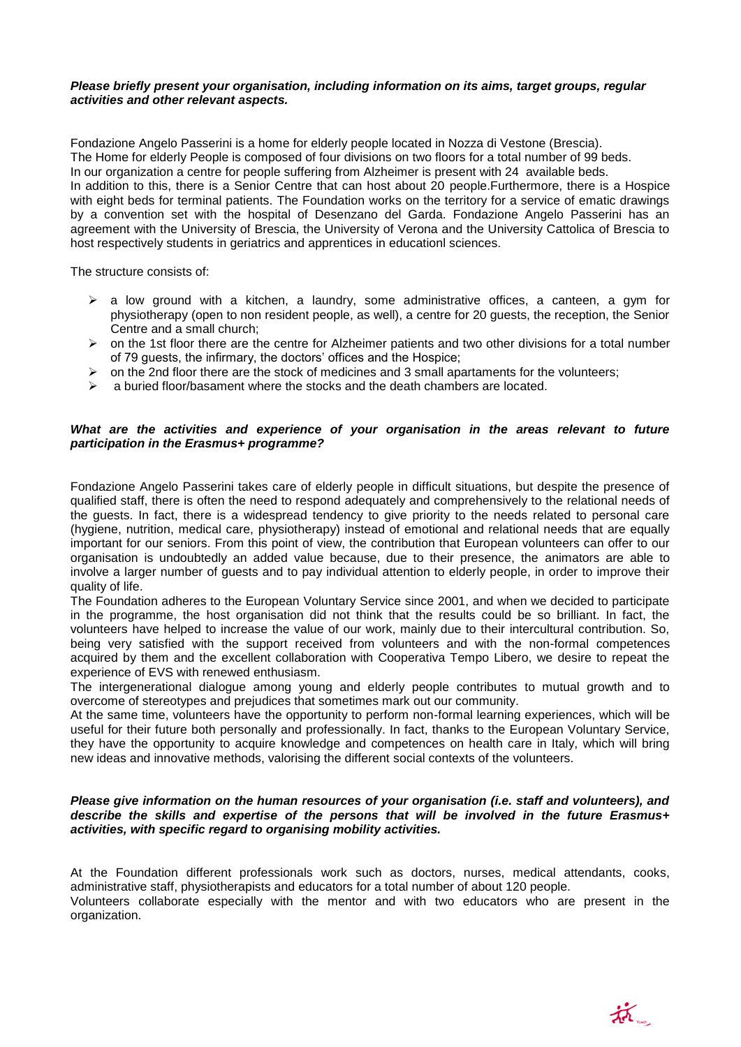***Please briefly present your organisation, including information on its aims, target groups, regular activities and other relevant aspects.***

Fondazione Angelo Passerini is a home for elderly people located in Nozza di Vestone (Brescia).
The Home for elderly People is composed of four divisions on two floors for a total number of 99 beds.
In our organization a centre for people suffering from Alzheimer is present with 24 available beds.
In addition to this, there is a Senior Centre that can host about 20 people.Furthermore, there is a Hospice with eight beds for terminal patients. The Foundation works on the territory for a service of ematic drawings by a convention set with the hospital of Desenzano del Garda. Fondazione Angelo Passerini has an agreement with the University of Brescia, the University of Verona and the University Cattolica of Brescia to host respectively students in geriatrics and apprentices in educationl sciences.

The structure consists of:

- a low ground with a kitchen, a laundry, some administrative offices, a canteen, a gym for physiotherapy (open to non resident people, as well), a centre for 20 guests, the reception, the Senior Centre and a small church;
- on the 1st floor there are the centre for Alzheimer patients and two other divisions for a total number of 79 guests, the infirmary, the doctors' offices and the Hospice;
- on the 2nd floor there are the stock of medicines and 3 small apartaments for the volunteers;
- a buried floor/basament where the stocks and the death chambers are located.

***What are the activities and experience of your organisation in the areas relevant to future participation in the Erasmus+ programme?***

Fondazione Angelo Passerini takes care of elderly people in difficult situations, but despite the presence of qualified staff, there is often the need to respond adequately and comprehensively to the relational needs of the guests. In fact, there is a widespread tendency to give priority to the needs related to personal care (hygiene, nutrition, medical care, physiotherapy) instead of emotional and relational needs that are equally important for our seniors. From this point of view, the contribution that European volunteers can offer to our organisation is undoubtedly an added value because, due to their presence, the animators are able to involve a larger number of guests and to pay individual attention to elderly people, in order to improve their quality of life.
The Foundation adheres to the European Voluntary Service since 2001, and when we decided to participate in the programme, the host organisation did not think that the results could be so brilliant. In fact, the volunteers have helped to increase the value of our work, mainly due to their intercultural contribution. So, being very satisfied with the support received from volunteers and with the non-formal competences acquired by them and the excellent collaboration with Cooperativa Tempo Libero, we desire to repeat the experience of EVS with renewed enthusiasm.
The intergenerational dialogue among young and elderly people contributes to mutual growth and to overcome of stereotypes and prejudices that sometimes mark out our community.
At the same time, volunteers have the opportunity to perform non-formal learning experiences, which will be useful for their future both personally and professionally. In fact, thanks to the European Voluntary Service, they have the opportunity to acquire knowledge and competences on health care in Italy, which will bring new ideas and innovative methods, valorising the different social contexts of the volunteers.

***Please give information on the human resources of your organisation (i.e. staff and volunteers), and describe the skills and expertise of the persons that will be involved in the future Erasmus+ activities, with specific regard to organising mobility activities.***

At the Foundation different professionals work such as doctors, nurses, medical attendants, cooks, administrative staff, physiotherapists and educators for a total number of about 120 people.
Volunteers collaborate especially with the mentor and with two educators who are present in the organization.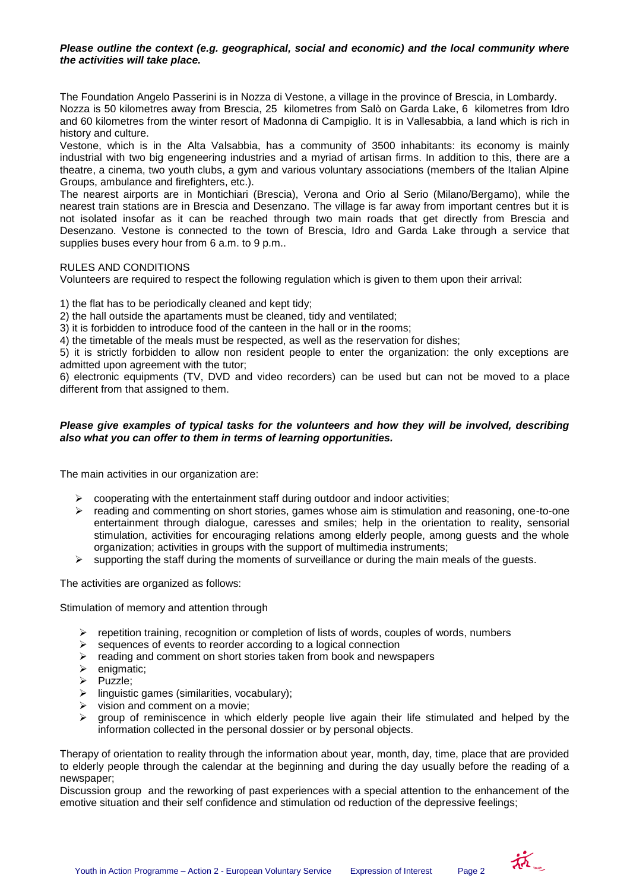***Please outline the context (e.g. geographical, social and economic) and the local community where the activities will take place.***

The Foundation Angelo Passerini is in Nozza di Vestone, a village in the province of Brescia, in Lombardy. Nozza is 50 kilometres away from Brescia, 25 kilometres from Salò on Garda Lake, 6 kilometres from Idro and 60 kilometres from the winter resort of Madonna di Campiglio. It is in Vallesabbia, a land which is rich in history and culture.

Vestone, which is in the Alta Valsabbia, has a community of 3500 inhabitants: its economy is mainly industrial with two big engeneering industries and a myriad of artisan firms. In addition to this, there are a theatre, a cinema, two youth clubs, a gym and various voluntary associations (members of the Italian Alpine Groups, ambulance and firefighters, etc.).

The nearest airports are in Montichiari (Brescia), Verona and Orio al Serio (Milano/Bergamo), while the nearest train stations are in Brescia and Desenzano. The village is far away from important centres but it is not isolated insofar as it can be reached through two main roads that get directly from Brescia and Desenzano. Vestone is connected to the town of Brescia, Idro and Garda Lake through a service that supplies buses every hour from 6 a.m. to 9 p.m..

RULES AND CONDITIONS

Volunteers are required to respect the following regulation which is given to them upon their arrival:

1) the flat has to be periodically cleaned and kept tidy;
2) the hall outside the apartaments must be cleaned, tidy and ventilated;
3) it is forbidden to introduce food of the canteen in the hall or in the rooms;
4) the timetable of the meals must be respected, as well as the reservation for dishes;
5) it is strictly forbidden to allow non resident people to enter the organization: the only exceptions are admitted upon agreement with the tutor;
6) electronic equipments (TV, DVD and video recorders) can be used but can not be moved to a place different from that assigned to them.

***Please give examples of typical tasks for the volunteers and how they will be involved, describing also what you can offer to them in terms of learning opportunities.***

The main activities in our organization are:

- cooperating with the entertainment staff during outdoor and indoor activities;
- reading and commenting on short stories, games whose aim is stimulation and reasoning, one-to-one entertainment through dialogue, caresses and smiles; help in the orientation to reality, sensorial stimulation, activities for encouraging relations among elderly people, among guests and the whole organization; activities in groups with the support of multimedia instruments;
- supporting the staff during the moments of surveillance or during the main meals of the guests.

The activities are organized as follows:

Stimulation of memory and attention through

- repetition training, recognition or completion of lists of words, couples of words, numbers
- sequences of events to reorder according to a logical connection
- reading and comment on short stories taken from book and newspapers
- enigmatic;
- Puzzle;
- linguistic games (similarities, vocabulary);
- vision and comment on a movie;
- group of reminiscence in which elderly people live again their life stimulated and helped by the information collected in the personal dossier or by personal objects.

Therapy of orientation to reality through the information about year, month, day, time, place that are provided to elderly people through the calendar at the beginning and during the day usually before the reading of a newspaper;

Discussion group and the reworking of past experiences with a special attention to the enhancement of the emotive situation and their self confidence and stimulation od reduction of the depressive feelings;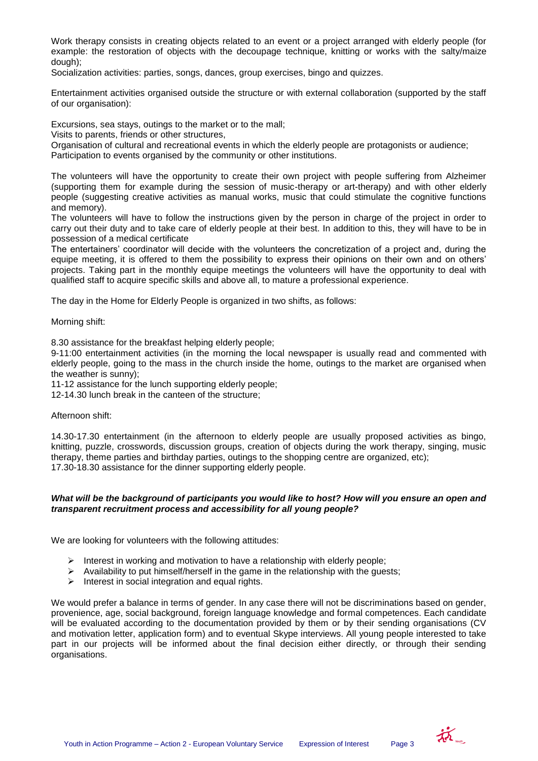Work therapy consists in creating objects related to an event or a project arranged with elderly people (for example: the restoration of objects with the decoupage technique, knitting or works with the salty/maize dough);

Socialization activities: parties, songs, dances, group exercises, bingo and quizzes.

Entertainment activities organised outside the structure or with external collaboration (supported by the staff of our organisation):

Excursions, sea stays, outings to the market or to the mall;

Visits to parents, friends or other structures,

Organisation of cultural and recreational events in which the elderly people are protagonists or audience;

Participation to events organised by the community or other institutions.

The volunteers will have the opportunity to create their own project with people suffering from Alzheimer (supporting them for example during the session of music-therapy or art-therapy) and with other elderly people (suggesting creative activities as manual works, music that could stimulate the cognitive functions and memory).

The volunteers will have to follow the instructions given by the person in charge of the project in order to carry out their duty and to take care of elderly people at their best. In addition to this, they will have to be in possession of a medical certificate

The entertainers' coordinator will decide with the volunteers the concretization of a project and, during the equipe meeting, it is offered to them the possibility to express their opinions on their own and on others' projects. Taking part in the monthly equipe meetings the volunteers will have the opportunity to deal with qualified staff to acquire specific skills and above all, to mature a professional experience.

The day in the Home for Elderly People is organized in two shifts, as follows:

Morning shift:

8.30 assistance for the breakfast helping elderly people;

9-11:00 entertainment activities (in the morning the local newspaper is usually read and commented with elderly people, going to the mass in the church inside the home, outings to the market are organised when the weather is sunny);

11-12 assistance for the lunch supporting elderly people;

12-14.30 lunch break in the canteen of the structure;

Afternoon shift:

14.30-17.30 entertainment (in the afternoon to elderly people are usually proposed activities as bingo, knitting, puzzle, crosswords, discussion groups, creation of objects during the work therapy, singing, music therapy, theme parties and birthday parties, outings to the shopping centre are organized, etc);

17.30-18.30 assistance for the dinner supporting elderly people.

***What will be the background of participants you would like to host? How will you ensure an open and transparent recruitment process and accessibility for all young people?***

We are looking for volunteers with the following attitudes:

- Interest in working and motivation to have a relationship with elderly people;
- Availability to put himself/herself in the game in the relationship with the guests;
- Interest in social integration and equal rights.

We would prefer a balance in terms of gender. In any case there will not be discriminations based on gender, provenience, age, social background, foreign language knowledge and formal competences. Each candidate will be evaluated according to the documentation provided by them or by their sending organisations (CV and motivation letter, application form) and to eventual Skype interviews. All young people interested to take part in our projects will be informed about the final decision either directly, or through their sending organisations.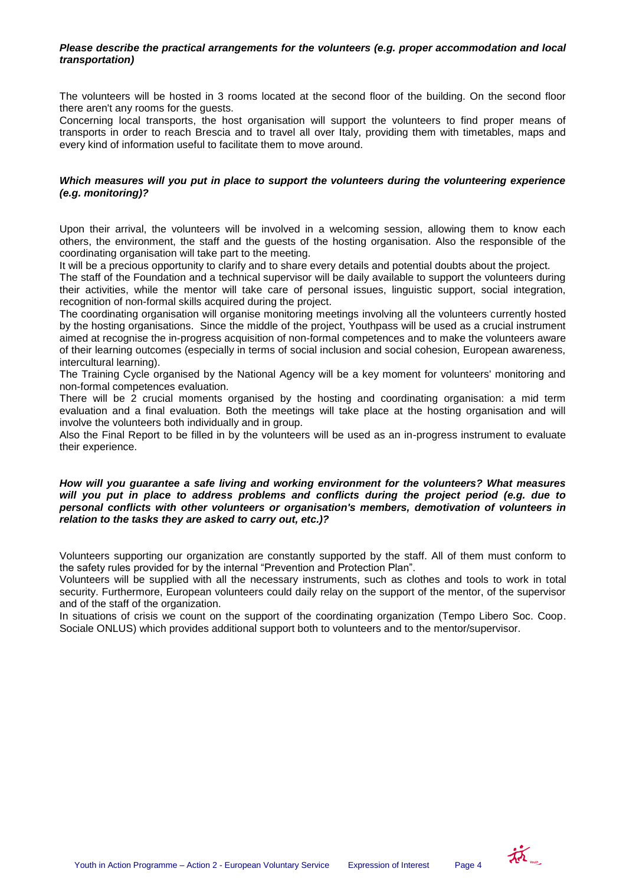***Please describe the practical arrangements for the volunteers (e.g. proper accommodation and local transportation)***

The volunteers will be hosted in 3 rooms located at the second floor of the building. On the second floor there aren't any rooms for the guests.

Concerning local transports, the host organisation will support the volunteers to find proper means of transports in order to reach Brescia and to travel all over Italy, providing them with timetables, maps and every kind of information useful to facilitate them to move around.

***Which measures will you put in place to support the volunteers during the volunteering experience (e.g. monitoring)?***

Upon their arrival, the volunteers will be involved in a welcoming session, allowing them to know each others, the environment, the staff and the guests of the hosting organisation. Also the responsible of the coordinating organisation will take part to the meeting.

It will be a precious opportunity to clarify and to share every details and potential doubts about the project.

The staff of the Foundation and a technical supervisor will be daily available to support the volunteers during their activities, while the mentor will take care of personal issues, linguistic support, social integration, recognition of non-formal skills acquired during the project.

The coordinating organisation will organise monitoring meetings involving all the volunteers currently hosted by the hosting organisations. Since the middle of the project, Youthpass will be used as a crucial instrument aimed at recognise the in-progress acquisition of non-formal competences and to make the volunteers aware of their learning outcomes (especially in terms of social inclusion and social cohesion, European awareness, intercultural learning).

The Training Cycle organised by the National Agency will be a key moment for volunteers' monitoring and non-formal competences evaluation.

There will be 2 crucial moments organised by the hosting and coordinating organisation: a mid term evaluation and a final evaluation. Both the meetings will take place at the hosting organisation and will involve the volunteers both individually and in group.

Also the Final Report to be filled in by the volunteers will be used as an in-progress instrument to evaluate their experience.

***How will you guarantee a safe living and working environment for the volunteers? What measures will you put in place to address problems and conflicts during the project period (e.g. due to personal conflicts with other volunteers or organisation's members, demotivation of volunteers in relation to the tasks they are asked to carry out, etc.)?***

Volunteers supporting our organization are constantly supported by the staff. All of them must conform to the safety rules provided for by the internal "Prevention and Protection Plan".

Volunteers will be supplied with all the necessary instruments, such as clothes and tools to work in total security. Furthermore, European volunteers could daily relay on the support of the mentor, of the supervisor and of the staff of the organization.

In situations of crisis we count on the support of the coordinating organization (Tempo Libero Soc. Coop. Sociale ONLUS) which provides additional support both to volunteers and to the mentor/supervisor.